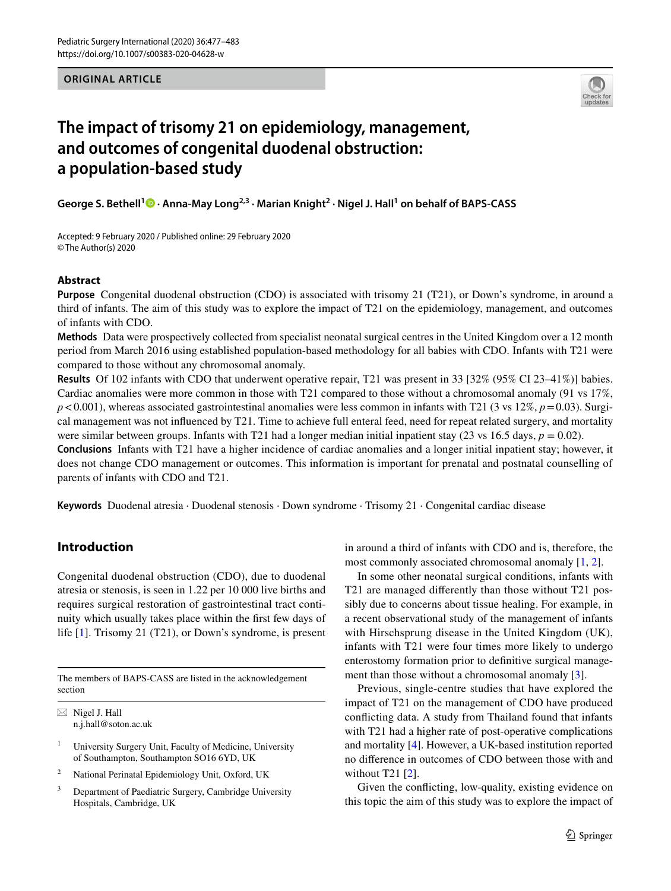ORIGINAL ARTICLE

# The impact of trisomy 21 on epidemiology, management, and outcomes of congenital duodenal obstruction: a population-based study

**George S. Bethell[1] · Anna-May Long[2,3] · Marian Knight[2] · Nigel J. Hall[1] on behalf of BAPS-CASS**

Accepted: 9 February 2020 / Published online: 29 February 2020
© The Author(s) 2020

## Abstract

**Purpose** Congenital duodenal obstruction (CDO) is associated with trisomy 21 (T21), or Down's syndrome, in around a third of infants. The aim of this study was to explore the impact of T21 on the epidemiology, management, and outcomes of infants with CDO.

**Methods** Data were prospectively collected from specialist neonatal surgical centres in the United Kingdom over a 12 month period from March 2016 using established population-based methodology for all babies with CDO. Infants with T21 were compared to those without any chromosomal anomaly.

**Results** Of 102 infants with CDO that underwent operative repair, T21 was present in 33 [32% (95% CI 23–41%)] babies. Cardiac anomalies were more common in those with T21 compared to those without a chromosomal anomaly (91 vs 17%, $p<0.001$), whereas associated gastrointestinal anomalies were less common in infants with T21 (3 vs 12%, $p=0.03$). Surgical management was not influenced by T21. Time to achieve full enteral feed, need for repeat related surgery, and mortality were similar between groups. Infants with T21 had a longer median initial inpatient stay (23 vs 16.5 days, $p = 0.02$).

**Conclusions** Infants with T21 have a higher incidence of cardiac anomalies and a longer initial inpatient stay; however, it does not change CDO management or outcomes. This information is important for prenatal and postnatal counselling of parents of infants with CDO and T21.

**Keywords** Duodenal atresia · Duodenal stenosis · Down syndrome · Trisomy 21 · Congenital cardiac disease

## Introduction

Congenital duodenal obstruction (CDO), due to duodenal atresia or stenosis, is seen in 1.22 per 10 000 live births and requires surgical restoration of gastrointestinal tract continuity which usually takes place within the first few days of life [1]. Trisomy 21 (T21), or Down's syndrome, is present in around a third of infants with CDO and is, therefore, the most commonly associated chromosomal anomaly [1, 2].

In some other neonatal surgical conditions, infants with T21 are managed differently than those without T21 possibly due to concerns about tissue healing. For example, in a recent observational study of the management of infants with Hirschsprung disease in the United Kingdom (UK), infants with T21 were four times more likely to undergo enterostomy formation prior to definitive surgical management than those without a chromosomal anomaly [3].

Previous, single-centre studies that have explored the impact of T21 on the management of CDO have produced conflicting data. A study from Thailand found that infants with T21 had a higher rate of post-operative complications and mortality [4]. However, a UK-based institution reported no difference in outcomes of CDO between those with and without T21 [2].

Given the conflicting, low-quality, existing evidence on this topic the aim of this study was to explore the impact of

The members of BAPS-CASS are listed in the acknowledgement section

✉ Nigel J. Hall
n.j.hall@soton.ac.uk

[1] University Surgery Unit, Faculty of Medicine, University of Southampton, Southampton SO16 6YD, UK

[2] National Perinatal Epidemiology Unit, Oxford, UK

[3] Department of Paediatric Surgery, Cambridge University Hospitals, Cambridge, UK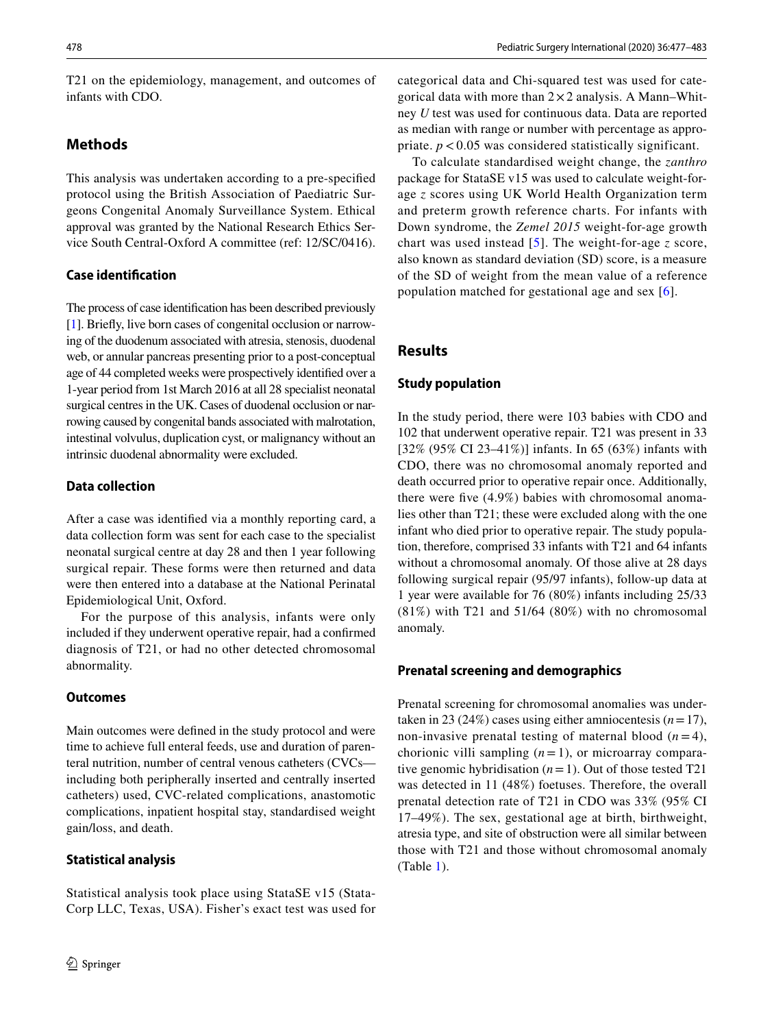T21 on the epidemiology, management, and outcomes of infants with CDO.

## Methods

This analysis was undertaken according to a pre-specified protocol using the British Association of Paediatric Surgeons Congenital Anomaly Surveillance System. Ethical approval was granted by the National Research Ethics Service South Central-Oxford A committee (ref: 12/SC/0416).

### Case identification

The process of case identification has been described previously [1]. Briefly, live born cases of congenital occlusion or narrowing of the duodenum associated with atresia, stenosis, duodenal web, or annular pancreas presenting prior to a post-conceptual age of 44 completed weeks were prospectively identified over a 1-year period from 1st March 2016 at all 28 specialist neonatal surgical centres in the UK. Cases of duodenal occlusion or narrowing caused by congenital bands associated with malrotation, intestinal volvulus, duplication cyst, or malignancy without an intrinsic duodenal abnormality were excluded.

### Data collection

After a case was identified via a monthly reporting card, a data collection form was sent for each case to the specialist neonatal surgical centre at day 28 and then 1 year following surgical repair. These forms were then returned and data were then entered into a database at the National Perinatal Epidemiological Unit, Oxford.

For the purpose of this analysis, infants were only included if they underwent operative repair, had a confirmed diagnosis of T21, or had no other detected chromosomal abnormality.

### Outcomes

Main outcomes were defined in the study protocol and were time to achieve full enteral feeds, use and duration of parenteral nutrition, number of central venous catheters (CVCs—including both peripherally inserted and centrally inserted catheters) used, CVC-related complications, anastomotic complications, inpatient hospital stay, standardised weight gain/loss, and death.

### Statistical analysis

Statistical analysis took place using StataSE v15 (StataCorp LLC, Texas, USA). Fisher's exact test was used for categorical data and Chi-squared test was used for categorical data with more than $2 \times 2$ analysis. A Mann–Whitney *U* test was used for continuous data. Data are reported as median with range or number with percentage as appropriate. $p < 0.05$ was considered statistically significant.

To calculate standardised weight change, the *zanthro* package for StataSE v15 was used to calculate weight-for-age *z* scores using UK World Health Organization term and preterm growth reference charts. For infants with Down syndrome, the *Zemel 2015* weight-for-age growth chart was used instead [5]. The weight-for-age *z* score, also known as standard deviation (SD) score, is a measure of the SD of weight from the mean value of a reference population matched for gestational age and sex [6].

## Results

### Study population

In the study period, there were 103 babies with CDO and 102 that underwent operative repair. T21 was present in 33 [32% (95% CI 23–41%)] infants. In 65 (63%) infants with CDO, there was no chromosomal anomaly reported and death occurred prior to operative repair once. Additionally, there were five (4.9%) babies with chromosomal anomalies other than T21; these were excluded along with the one infant who died prior to operative repair. The study population, therefore, comprised 33 infants with T21 and 64 infants without a chromosomal anomaly. Of those alive at 28 days following surgical repair (95/97 infants), follow-up data at 1 year were available for 76 (80%) infants including 25/33 (81%) with T21 and 51/64 (80%) with no chromosomal anomaly.

### Prenatal screening and demographics

Prenatal screening for chromosomal anomalies was undertaken in 23 (24%) cases using either amniocentesis ($n = 17$), non-invasive prenatal testing of maternal blood ($n = 4$), chorionic villi sampling ($n = 1$), or microarray comparative genomic hybridisation ($n = 1$). Out of those tested T21 was detected in 11 (48%) foetuses. Therefore, the overall prenatal detection rate of T21 in CDO was 33% (95% CI 17–49%). The sex, gestational age at birth, birthweight, atresia type, and site of obstruction were all similar between those with T21 and those without chromosomal anomaly (Table 1).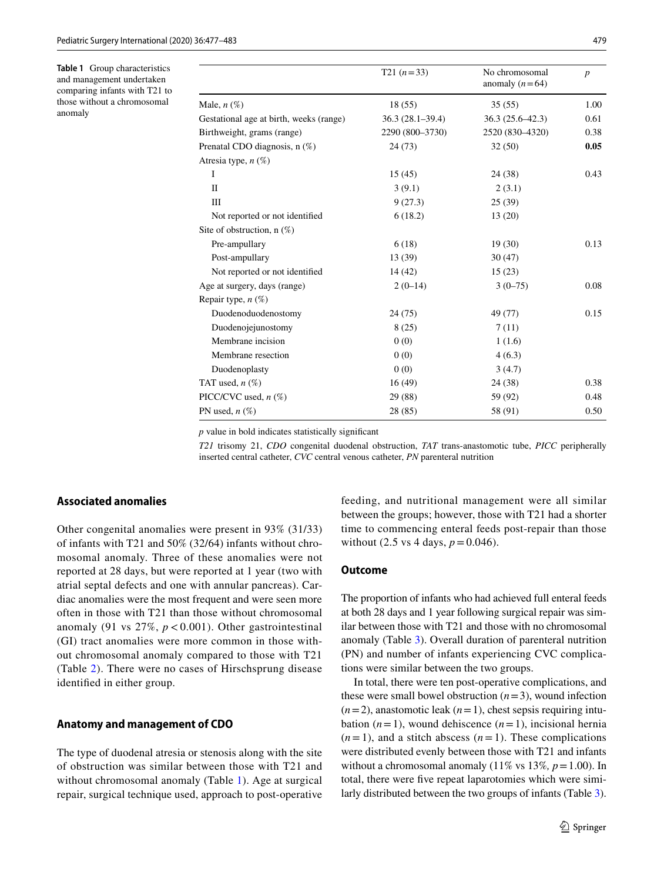**Table 1** Group characteristics and management undertaken comparing infants with T21 to those without a chromosomal anomaly

| | T21 ($n=33$) | No chromosomal anomaly ($n=64$) | $p$ |
|---|---|---|---|
| Male, $n$ (%) | 18 (55) | 35 (55) | 1.00 |
| Gestational age at birth, weeks (range) | 36.3 (28.1–39.4) | 36.3 (25.6–42.3) | 0.61 |
| Birthweight, grams (range) | 2290 (800–3730) | 2520 (830–4320) | 0.38 |
| Prenatal CDO diagnosis, n (%) | 24 (73) | 32 (50) | **0.05** |
| Atresia type, $n$ (%) | | | |
| I | 15 (45) | 24 (38) | 0.43 |
| II | 3 (9.1) | 2 (3.1) | |
| III | 9 (27.3) | 25 (39) | |
| Not reported or not identified | 6 (18.2) | 13 (20) | |
| Site of obstruction, n (%) | | | |
| Pre-ampullary | 6 (18) | 19 (30) | 0.13 |
| Post-ampullary | 13 (39) | 30 (47) | |
| Not reported or not identified | 14 (42) | 15 (23) | |
| Age at surgery, days (range) | 2 (0–14) | 3 (0–75) | 0.08 |
| Repair type, $n$ (%) | | | |
| Duodenoduodenostomy | 24 (75) | 49 (77) | 0.15 |
| Duodenojejunostomy | 8 (25) | 7 (11) | |
| Membrane incision | 0 (0) | 1 (1.6) | |
| Membrane resection | 0 (0) | 4 (6.3) | |
| Duodenoplasty | 0 (0) | 3 (4.7) | |
| TAT used, $n$ (%) | 16 (49) | 24 (38) | 0.38 |
| PICC/CVC used, $n$ (%) | 29 (88) | 59 (92) | 0.48 |
| PN used, $n$ (%) | 28 (85) | 58 (91) | 0.50 |

$p$ value in bold indicates statistically significant

*T21* trisomy 21, *CDO* congenital duodenal obstruction, *TAT* trans-anastomotic tube, *PICC* peripherally inserted central catheter, *CVC* central venous catheter, *PN* parenteral nutrition

## Associated anomalies

Other congenital anomalies were present in 93% (31/33) of infants with T21 and 50% (32/64) infants without chromosomal anomaly. Three of these anomalies were not reported at 28 days, but were reported at 1 year (two with atrial septal defects and one with annular pancreas). Cardiac anomalies were the most frequent and were seen more often in those with T21 than those without chromosomal anomaly (91 vs 27%, $p<0.001$). Other gastrointestinal (GI) tract anomalies were more common in those without chromosomal anomaly compared to those with T21 (Table 2). There were no cases of Hirschsprung disease identified in either group.

## Anatomy and management of CDO

The type of duodenal atresia or stenosis along with the site of obstruction was similar between those with T21 and without chromosomal anomaly (Table 1). Age at surgical repair, surgical technique used, approach to post-operative feeding, and nutritional management were all similar between the groups; however, those with T21 had a shorter time to commencing enteral feeds post-repair than those without (2.5 vs 4 days, $p=0.046$).

## Outcome

The proportion of infants who had achieved full enteral feeds at both 28 days and 1 year following surgical repair was similar between those with T21 and those with no chromosomal anomaly (Table 3). Overall duration of parenteral nutrition (PN) and number of infants experiencing CVC complications were similar between the two groups.

In total, there were ten post-operative complications, and these were small bowel obstruction ($n=3$), wound infection ($n=2$), anastomotic leak ($n=1$), chest sepsis requiring intubation ($n=1$), wound dehiscence ($n=1$), incisional hernia ($n=1$), and a stitch abscess ($n=1$). These complications were distributed evenly between those with T21 and infants without a chromosomal anomaly (11% vs 13%, $p=1.00$). In total, there were five repeat laparotomies which were similarly distributed between the two groups of infants (Table 3).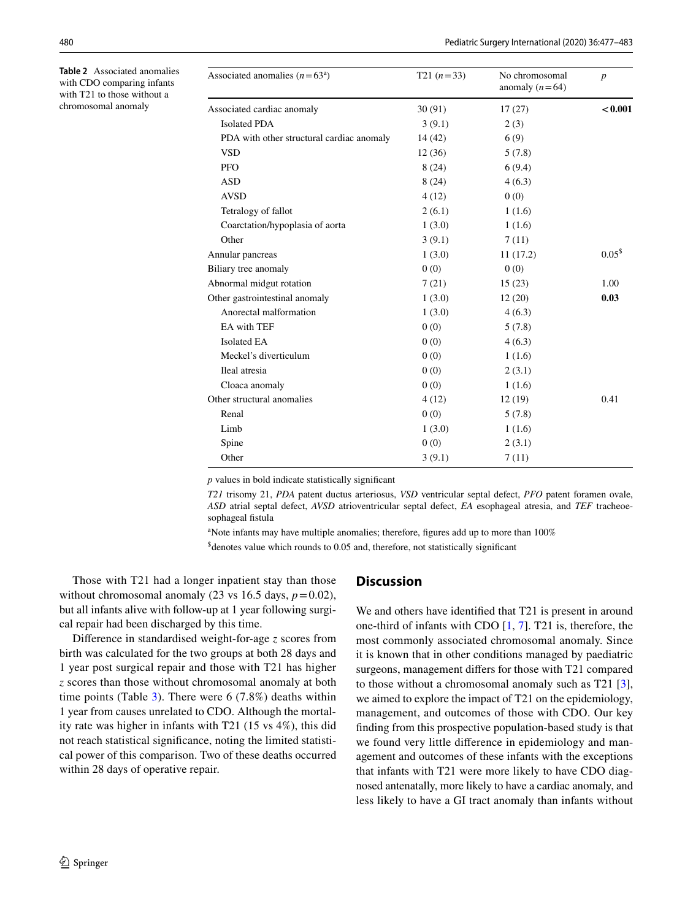**Table 2** Associated anomalies with CDO comparing infants with T21 to those without a chromosomal anomaly

| Associated anomalies ($n = 63$[a]) | T21 ($n = 33$) | No chromosomal anomaly ($n = 64$) | $p$ |
|---|---|---|---|
| Associated cardiac anomaly | 30 (91) | 17 (27) | **< 0.001** |
| Isolated PDA | 3 (9.1) | 2 (3) | |
| PDA with other structural cardiac anomaly | 14 (42) | 6 (9) | |
| VSD | 12 (36) | 5 (7.8) | |
| PFO | 8 (24) | 6 (9.4) | |
| ASD | 8 (24) | 4 (6.3) | |
| AVSD | 4 (12) | 0 (0) | |
| Tetralogy of fallot | 2 (6.1) | 1 (1.6) | |
| Coarctation/hypoplasia of aorta | 1 (3.0) | 1 (1.6) | |
| Other | 3 (9.1) | 7 (11) | |
| Annular pancreas | 1 (3.0) | 11 (17.2) | 0.05[$] |
| Biliary tree anomaly | 0 (0) | 0 (0) | |
| Abnormal midgut rotation | 7 (21) | 15 (23) | 1.00 |
| Other gastrointestinal anomaly | 1 (3.0) | 12 (20) | **0.03** |
| Anorectal malformation | 1 (3.0) | 4 (6.3) | |
| EA with TEF | 0 (0) | 5 (7.8) | |
| Isolated EA | 0 (0) | 4 (6.3) | |
| Meckel's diverticulum | 0 (0) | 1 (1.6) | |
| Ileal atresia | 0 (0) | 2 (3.1) | |
| Cloaca anomaly | 0 (0) | 1 (1.6) | |
| Other structural anomalies | 4 (12) | 12 (19) | 0.41 |
| Renal | 0 (0) | 5 (7.8) | |
| Limb | 1 (3.0) | 1 (1.6) | |
| Spine | 0 (0) | 2 (3.1) | |
| Other | 3 (9.1) | 7 (11) | |

$p$ values in bold indicate statistically significant

*T21* trisomy 21, *PDA* patent ductus arteriosus, *VSD* ventricular septal defect, *PFO* patent foramen ovale, *ASD* atrial septal defect, *AVSD* atrioventricular septal defect, *EA* esophageal atresia, and *TEF* tracheoesophageal fistula

[a]Note infants may have multiple anomalies; therefore, figures add up to more than 100%

[$]denotes value which rounds to 0.05 and, therefore, not statistically significant

Those with T21 had a longer inpatient stay than those without chromosomal anomaly (23 vs 16.5 days, $p = 0.02$), but all infants alive with follow-up at 1 year following surgical repair had been discharged by this time.

Difference in standardised weight-for-age $z$ scores from birth was calculated for the two groups at both 28 days and 1 year post surgical repair and those with T21 has higher $z$ scores than those without chromosomal anomaly at both time points (Table 3). There were 6 (7.8%) deaths within 1 year from causes unrelated to CDO. Although the mortality rate was higher in infants with T21 (15 vs 4%), this did not reach statistical significance, noting the limited statistical power of this comparison. Two of these deaths occurred within 28 days of operative repair.

## Discussion

We and others have identified that T21 is present in around one-third of infants with CDO [1, 7]. T21 is, therefore, the most commonly associated chromosomal anomaly. Since it is known that in other conditions managed by paediatric surgeons, management differs for those with T21 compared to those without a chromosomal anomaly such as T21 [3], we aimed to explore the impact of T21 on the epidemiology, management, and outcomes of those with CDO. Our key finding from this prospective population-based study is that we found very little difference in epidemiology and management and outcomes of these infants with the exceptions that infants with T21 were more likely to have CDO diagnosed antenatally, more likely to have a cardiac anomaly, and less likely to have a GI tract anomaly than infants without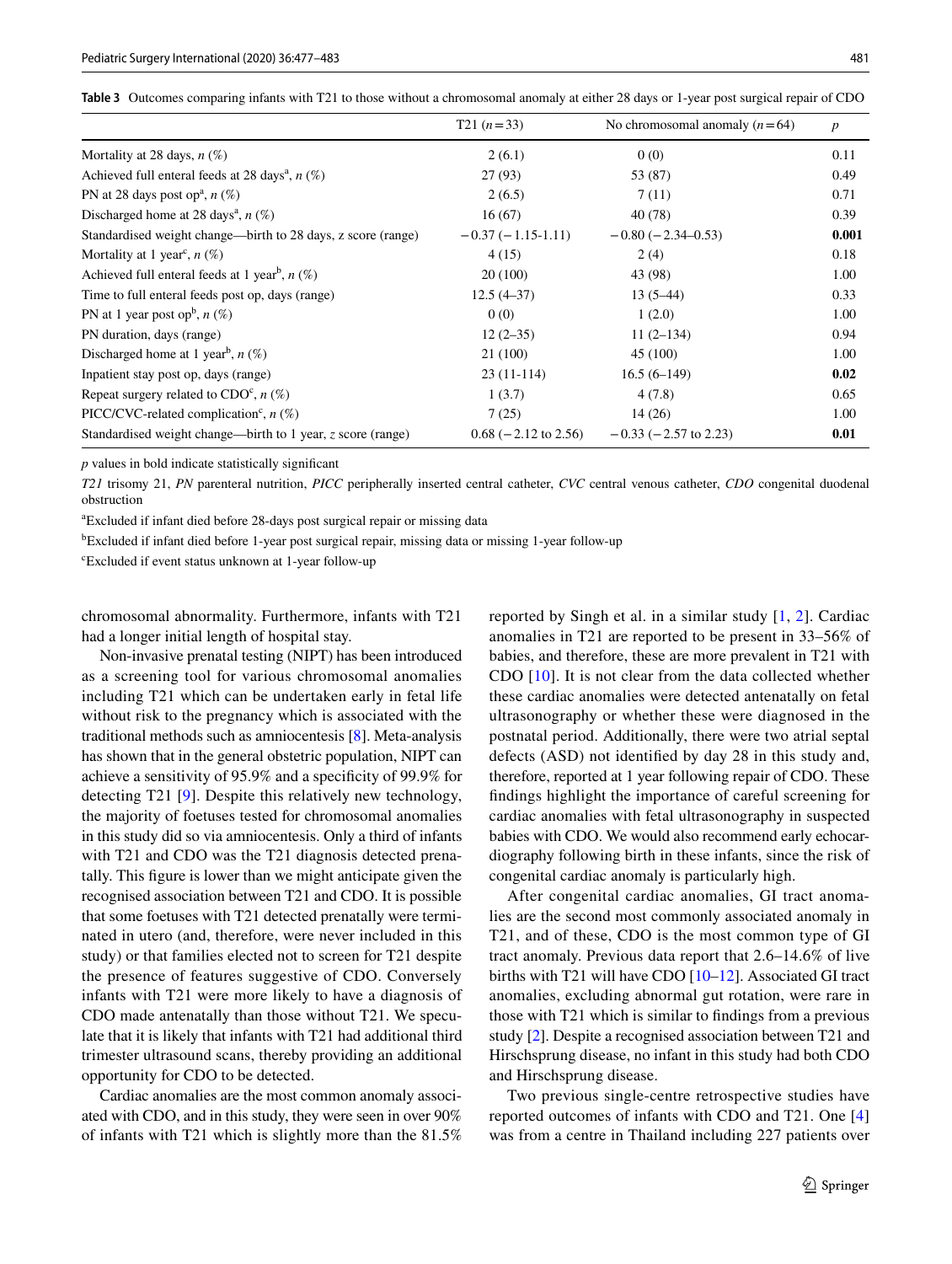**Table 3** Outcomes comparing infants with T21 to those without a chromosomal anomaly at either 28 days or 1-year post surgical repair of CDO

| | T21 ($n = 33$) | No chromosomal anomaly ($n = 64$) | $p$ |
|---|---|---|---|
| Mortality at 28 days, $n$ (%) | 2 (6.1) | 0 (0) | 0.11 |
| Achieved full enteral feeds at 28 days[a], $n$ (%) | 27 (93) | 53 (87) | 0.49 |
| PN at 28 days post op[a], $n$ (%) | 2 (6.5) | 7 (11) | 0.71 |
| Discharged home at 28 days[a], $n$ (%) | 16 (67) | 40 (78) | 0.39 |
| Standardised weight change—birth to 28 days, z score (range) | −0.37 (−1.15-1.11) | −0.80 (−2.34–0.53) | **0.001** |
| Mortality at 1 year[c], $n$ (%) | 4 (15) | 2 (4) | 0.18 |
| Achieved full enteral feeds at 1 year[b], $n$ (%) | 20 (100) | 43 (98) | 1.00 |
| Time to full enteral feeds post op, days (range) | 12.5 (4–37) | 13 (5–44) | 0.33 |
| PN at 1 year post op[b], $n$ (%) | 0 (0) | 1 (2.0) | 1.00 |
| PN duration, days (range) | 12 (2–35) | 11 (2–134) | 0.94 |
| Discharged home at 1 year[b], $n$ (%) | 21 (100) | 45 (100) | 1.00 |
| Inpatient stay post op, days (range) | 23 (11-114) | 16.5 (6–149) | **0.02** |
| Repeat surgery related to CDO[c], $n$ (%) | 1 (3.7) | 4 (7.8) | 0.65 |
| PICC/CVC-related complication[c], $n$ (%) | 7 (25) | 14 (26) | 1.00 |
| Standardised weight change—birth to 1 year, $z$ score (range) | 0.68 (−2.12 to 2.56) | −0.33 (−2.57 to 2.23) | **0.01** |

$p$ values in bold indicate statistically significant

*T21* trisomy 21, *PN* parenteral nutrition, *PICC* peripherally inserted central catheter, *CVC* central venous catheter, *CDO* congenital duodenal obstruction

[a]Excluded if infant died before 28-days post surgical repair or missing data

[b]Excluded if infant died before 1-year post surgical repair, missing data or missing 1-year follow-up

[c]Excluded if event status unknown at 1-year follow-up

chromosomal abnormality. Furthermore, infants with T21 had a longer initial length of hospital stay.

Non-invasive prenatal testing (NIPT) has been introduced as a screening tool for various chromosomal anomalies including T21 which can be undertaken early in fetal life without risk to the pregnancy which is associated with the traditional methods such as amniocentesis [8]. Meta-analysis has shown that in the general obstetric population, NIPT can achieve a sensitivity of 95.9% and a specificity of 99.9% for detecting T21 [9]. Despite this relatively new technology, the majority of foetuses tested for chromosomal anomalies in this study did so via amniocentesis. Only a third of infants with T21 and CDO was the T21 diagnosis detected prenatally. This figure is lower than we might anticipate given the recognised association between T21 and CDO. It is possible that some foetuses with T21 detected prenatally were terminated in utero (and, therefore, were never included in this study) or that families elected not to screen for T21 despite the presence of features suggestive of CDO. Conversely infants with T21 were more likely to have a diagnosis of CDO made antenatally than those without T21. We speculate that it is likely that infants with T21 had additional third trimester ultrasound scans, thereby providing an additional opportunity for CDO to be detected.

Cardiac anomalies are the most common anomaly associated with CDO, and in this study, they were seen in over 90% of infants with T21 which is slightly more than the 81.5% reported by Singh et al. in a similar study [1, 2]. Cardiac anomalies in T21 are reported to be present in 33–56% of babies, and therefore, these are more prevalent in T21 with CDO [10]. It is not clear from the data collected whether these cardiac anomalies were detected antenatally on fetal ultrasonography or whether these were diagnosed in the postnatal period. Additionally, there were two atrial septal defects (ASD) not identified by day 28 in this study and, therefore, reported at 1 year following repair of CDO. These findings highlight the importance of careful screening for cardiac anomalies with fetal ultrasonography in suspected babies with CDO. We would also recommend early echocardiography following birth in these infants, since the risk of congenital cardiac anomaly is particularly high.

After congenital cardiac anomalies, GI tract anomalies are the second most commonly associated anomaly in T21, and of these, CDO is the most common type of GI tract anomaly. Previous data report that 2.6–14.6% of live births with T21 will have CDO [10–12]. Associated GI tract anomalies, excluding abnormal gut rotation, were rare in those with T21 which is similar to findings from a previous study [2]. Despite a recognised association between T21 and Hirschsprung disease, no infant in this study had both CDO and Hirschsprung disease.

Two previous single-centre retrospective studies have reported outcomes of infants with CDO and T21. One [4] was from a centre in Thailand including 227 patients over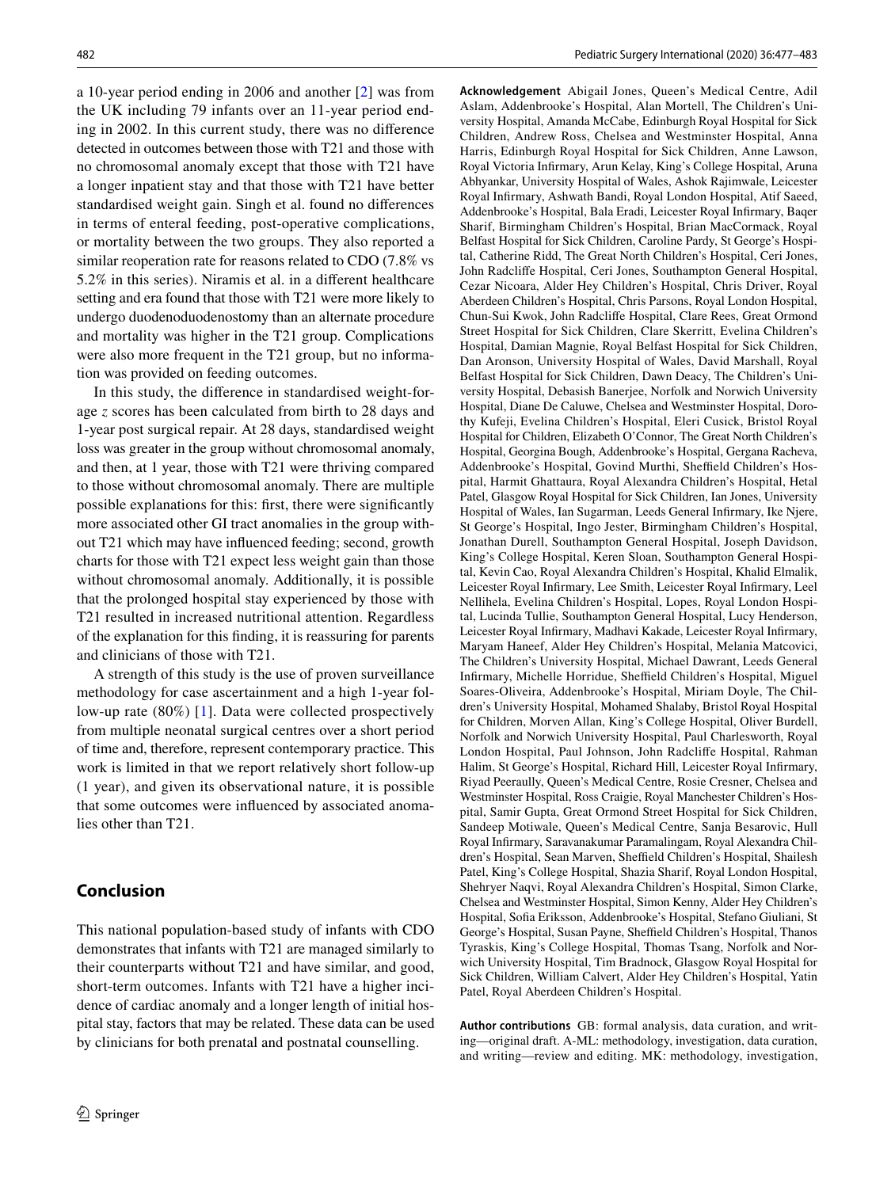a 10-year period ending in 2006 and another [2] was from the UK including 79 infants over an 11-year period ending in 2002. In this current study, there was no difference detected in outcomes between those with T21 and those with no chromosomal anomaly except that those with T21 have a longer inpatient stay and that those with T21 have better standardised weight gain. Singh et al. found no differences in terms of enteral feeding, post-operative complications, or mortality between the two groups. They also reported a similar reoperation rate for reasons related to CDO (7.8% vs 5.2% in this series). Niramis et al. in a different healthcare setting and era found that those with T21 were more likely to undergo duodenoduodenostomy than an alternate procedure and mortality was higher in the T21 group. Complications were also more frequent in the T21 group, but no information was provided on feeding outcomes.

In this study, the difference in standardised weight-for-age *z* scores has been calculated from birth to 28 days and 1-year post surgical repair. At 28 days, standardised weight loss was greater in the group without chromosomal anomaly, and then, at 1 year, those with T21 were thriving compared to those without chromosomal anomaly. There are multiple possible explanations for this: first, there were significantly more associated other GI tract anomalies in the group without T21 which may have influenced feeding; second, growth charts for those with T21 expect less weight gain than those without chromosomal anomaly. Additionally, it is possible that the prolonged hospital stay experienced by those with T21 resulted in increased nutritional attention. Regardless of the explanation for this finding, it is reassuring for parents and clinicians of those with T21.

A strength of this study is the use of proven surveillance methodology for case ascertainment and a high 1-year follow-up rate (80%) [1]. Data were collected prospectively from multiple neonatal surgical centres over a short period of time and, therefore, represent contemporary practice. This work is limited in that we report relatively short follow-up (1 year), and given its observational nature, it is possible that some outcomes were influenced by associated anomalies other than T21.

## Conclusion

This national population-based study of infants with CDO demonstrates that infants with T21 are managed similarly to their counterparts without T21 and have similar, and good, short-term outcomes. Infants with T21 have a higher incidence of cardiac anomaly and a longer length of initial hospital stay, factors that may be related. These data can be used by clinicians for both prenatal and postnatal counselling.

**Acknowledgement** Abigail Jones, Queen's Medical Centre, Adil Aslam, Addenbrooke's Hospital, Alan Mortell, The Children's University Hospital, Amanda McCabe, Edinburgh Royal Hospital for Sick Children, Andrew Ross, Chelsea and Westminster Hospital, Anna Harris, Edinburgh Royal Hospital for Sick Children, Anne Lawson, Royal Victoria Infirmary, Arun Kelay, King's College Hospital, Aruna Abhyankar, University Hospital of Wales, Ashok Rajimwale, Leicester Royal Infirmary, Ashwath Bandi, Royal London Hospital, Atif Saeed, Addenbrooke's Hospital, Bala Eradi, Leicester Royal Infirmary, Baqer Sharif, Birmingham Children's Hospital, Brian MacCormack, Royal Belfast Hospital for Sick Children, Caroline Pardy, St George's Hospital, Catherine Ridd, The Great North Children's Hospital, Ceri Jones, John Radcliffe Hospital, Ceri Jones, Southampton General Hospital, Cezar Nicoara, Alder Hey Children's Hospital, Chris Driver, Royal Aberdeen Children's Hospital, Chris Parsons, Royal London Hospital, Chun-Sui Kwok, John Radcliffe Hospital, Clare Rees, Great Ormond Street Hospital for Sick Children, Clare Skerritt, Evelina Children's Hospital, Damian Magnie, Royal Belfast Hospital for Sick Children, Dan Aronson, University Hospital of Wales, David Marshall, Royal Belfast Hospital for Sick Children, Dawn Deacy, The Children's University Hospital, Debasish Banerjee, Norfolk and Norwich University Hospital, Diane De Caluwe, Chelsea and Westminster Hospital, Dorothy Kufeji, Evelina Children's Hospital, Eleri Cusick, Bristol Royal Hospital for Children, Elizabeth O'Connor, The Great North Children's Hospital, Georgina Bough, Addenbrooke's Hospital, Gergana Racheva, Addenbrooke's Hospital, Govind Murthi, Sheffield Children's Hospital, Harmit Ghattaura, Royal Alexandra Children's Hospital, Hetal Patel, Glasgow Royal Hospital for Sick Children, Ian Jones, University Hospital of Wales, Ian Sugarman, Leeds General Infirmary, Ike Njere, St George's Hospital, Ingo Jester, Birmingham Children's Hospital, Jonathan Durell, Southampton General Hospital, Joseph Davidson, King's College Hospital, Keren Sloan, Southampton General Hospital, Kevin Cao, Royal Alexandra Children's Hospital, Khalid Elmalik, Leicester Royal Infirmary, Lee Smith, Leicester Royal Infirmary, Leel Nellihela, Evelina Children's Hospital, Lopes, Royal London Hospital, Lucinda Tullie, Southampton General Hospital, Lucy Henderson, Leicester Royal Infirmary, Madhavi Kakade, Leicester Royal Infirmary, Maryam Haneef, Alder Hey Children's Hospital, Melania Matcovici, The Children's University Hospital, Michael Dawrant, Leeds General Infirmary, Michelle Horridue, Sheffield Children's Hospital, Miguel Soares-Oliveira, Addenbrooke's Hospital, Miriam Doyle, The Children's University Hospital, Mohamed Shalaby, Bristol Royal Hospital for Children, Morven Allan, King's College Hospital, Oliver Burdell, Norfolk and Norwich University Hospital, Paul Charlesworth, Royal London Hospital, Paul Johnson, John Radcliffe Hospital, Rahman Halim, St George's Hospital, Richard Hill, Leicester Royal Infirmary, Riyad Peeraully, Queen's Medical Centre, Rosie Cresner, Chelsea and Westminster Hospital, Ross Craigie, Royal Manchester Children's Hospital, Samir Gupta, Great Ormond Street Hospital for Sick Children, Sandeep Motiwale, Queen's Medical Centre, Sanja Besarovic, Hull Royal Infirmary, Saravanakumar Paramalingam, Royal Alexandra Children's Hospital, Sean Marven, Sheffield Children's Hospital, Shailesh Patel, King's College Hospital, Shazia Sharif, Royal London Hospital, Shehryer Naqvi, Royal Alexandra Children's Hospital, Simon Clarke, Chelsea and Westminster Hospital, Simon Kenny, Alder Hey Children's Hospital, Sofia Eriksson, Addenbrooke's Hospital, Stefano Giuliani, St George's Hospital, Susan Payne, Sheffield Children's Hospital, Thanos Tyraskis, King's College Hospital, Thomas Tsang, Norfolk and Norwich University Hospital, Tim Bradnock, Glasgow Royal Hospital for Sick Children, William Calvert, Alder Hey Children's Hospital, Yatin Patel, Royal Aberdeen Children's Hospital.

**Author contributions** GB: formal analysis, data curation, and writing—original draft. A-ML: methodology, investigation, data curation, and writing—review and editing. MK: methodology, investigation,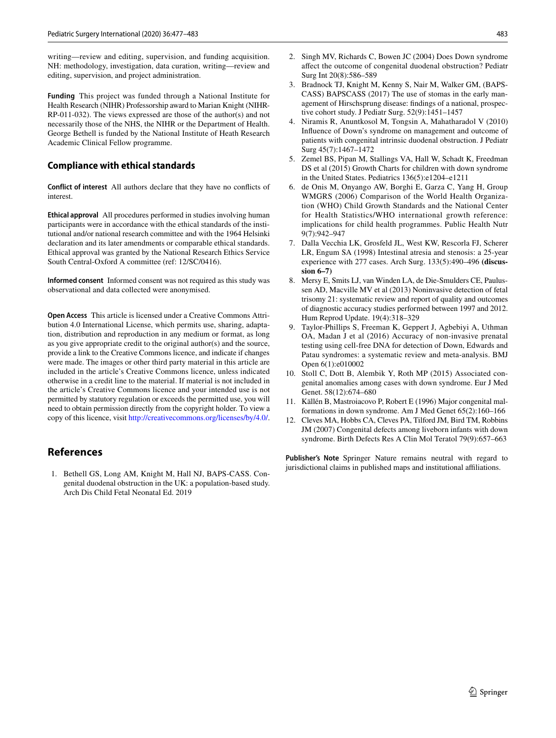writing—review and editing, supervision, and funding acquisition. NH: methodology, investigation, data curation, writing—review and editing, supervision, and project administration.

**Funding** This project was funded through a National Institute for Health Research (NIHR) Professorship award to Marian Knight (NIHR-RP-011-032). The views expressed are those of the author(s) and not necessarily those of the NHS, the NIHR or the Department of Health. George Bethell is funded by the National Institute of Heath Research Academic Clinical Fellow programme.

## Compliance with ethical standards

**Conflict of interest** All authors declare that they have no conflicts of interest.

**Ethical approval** All procedures performed in studies involving human participants were in accordance with the ethical standards of the institutional and/or national research committee and with the 1964 Helsinki declaration and its later amendments or comparable ethical standards. Ethical approval was granted by the National Research Ethics Service South Central-Oxford A committee (ref: 12/SC/0416).

**Informed consent** Informed consent was not required as this study was observational and data collected were anonymised.

**Open Access** This article is licensed under a Creative Commons Attribution 4.0 International License, which permits use, sharing, adaptation, distribution and reproduction in any medium or format, as long as you give appropriate credit to the original author(s) and the source, provide a link to the Creative Commons licence, and indicate if changes were made. The images or other third party material in this article are included in the article's Creative Commons licence, unless indicated otherwise in a credit line to the material. If material is not included in the article's Creative Commons licence and your intended use is not permitted by statutory regulation or exceeds the permitted use, you will need to obtain permission directly from the copyright holder. To view a copy of this licence, visit http://creativecommons.org/licenses/by/4.0/.

## References

1. Bethell GS, Long AM, Knight M, Hall NJ, BAPS-CASS. Congenital duodenal obstruction in the UK: a population-based study. Arch Dis Child Fetal Neonatal Ed. 2019
2. Singh MV, Richards C, Bowen JC (2004) Does Down syndrome affect the outcome of congenital duodenal obstruction? Pediatr Surg Int 20(8):586–589
3. Bradnock TJ, Knight M, Kenny S, Nair M, Walker GM, (BAPS-CASS) BAPSCASS (2017) The use of stomas in the early management of Hirschsprung disease: findings of a national, prospective cohort study. J Pediatr Surg. 52(9):1451–1457
4. Niramis R, Anuntkosol M, Tongsin A, Mahatharadol V (2010) Influence of Down's syndrome on management and outcome of patients with congenital intrinsic duodenal obstruction. J Pediatr Surg 45(7):1467–1472
5. Zemel BS, Pipan M, Stallings VA, Hall W, Schadt K, Freedman DS et al (2015) Growth Charts for children with down syndrome in the United States. Pediatrics 136(5):e1204–e1211
6. de Onis M, Onyango AW, Borghi E, Garza C, Yang H, Group WMGRS (2006) Comparison of the World Health Organization (WHO) Child Growth Standards and the National Center for Health Statistics/WHO international growth reference: implications for child health programmes. Public Health Nutr 9(7):942–947
7. Dalla Vecchia LK, Grosfeld JL, West KW, Rescorla FJ, Scherer LR, Engum SA (1998) Intestinal atresia and stenosis: a 25-year experience with 277 cases. Arch Surg. 133(5):490–496 **(discussion 6–7)**
8. Mersy E, Smits LJ, van Winden LA, de Die-Smulders CE, Paulussen AD, Macville MV et al (2013) Noninvasive detection of fetal trisomy 21: systematic review and report of quality and outcomes of diagnostic accuracy studies performed between 1997 and 2012. Hum Reprod Update. 19(4):318–329
9. Taylor-Phillips S, Freeman K, Geppert J, Agbebiyi A, Uthman OA, Madan J et al (2016) Accuracy of non-invasive prenatal testing using cell-free DNA for detection of Down, Edwards and Patau syndromes: a systematic review and meta-analysis. BMJ Open 6(1):e010002
10. Stoll C, Dott B, Alembik Y, Roth MP (2015) Associated congenital anomalies among cases with down syndrome. Eur J Med Genet. 58(12):674–680
11. Källén B, Mastroiacovo P, Robert E (1996) Major congenital malformations in down syndrome. Am J Med Genet 65(2):160–166
12. Cleves MA, Hobbs CA, Cleves PA, Tilford JM, Bird TM, Robbins JM (2007) Congenital defects among liveborn infants with down syndrome. Birth Defects Res A Clin Mol Teratol 79(9):657–663

**Publisher's Note** Springer Nature remains neutral with regard to jurisdictional claims in published maps and institutional affiliations.